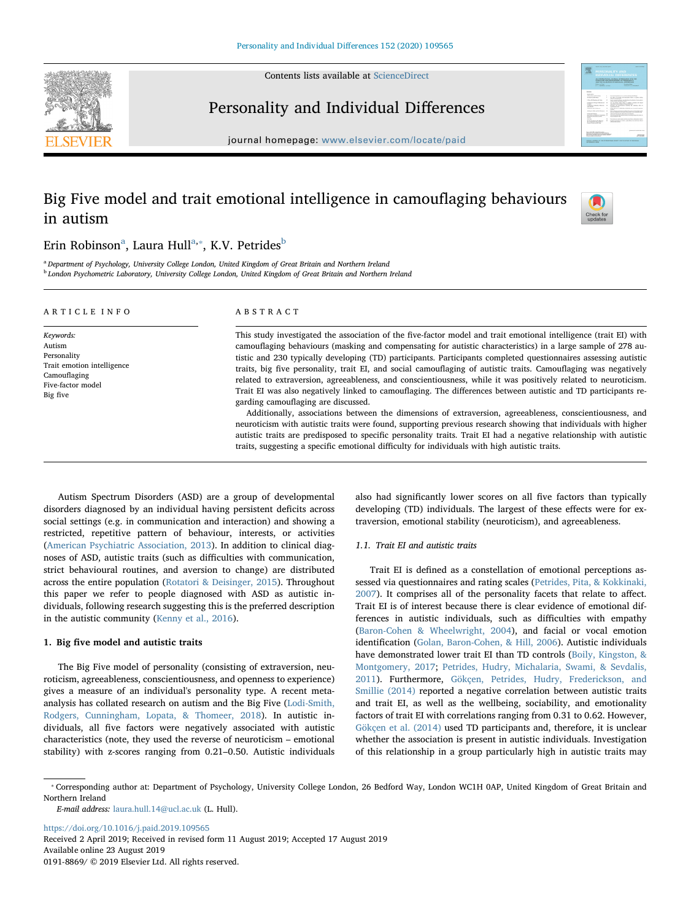# Big Five model and trait emotional intelligence in camouflaging behaviours in autism

Erin Robinson[a], Laura Hull[a,*], K.V. Petrides[b]

[a] Department of Psychology, University College London, United Kingdom of Great Britain and Northern Ireland
[b] London Psychometric Laboratory, University College London, United Kingdom of Great Britain and Northern Ireland

## ARTICLE INFO

*Keywords:*
Autism
Personality
Trait emotion intelligence
Camouflaging
Five-factor model
Big five

## ABSTRACT

This study investigated the association of the five-factor model and trait emotional intelligence (trait EI) with camouflaging behaviours (masking and compensating for autistic characteristics) in a large sample of 278 autistic and 230 typically developing (TD) participants. Participants completed questionnaires assessing autistic traits, big five personality, trait EI, and social camouflaging of autistic traits. Camouflaging was negatively related to extraversion, agreeableness, and conscientiousness, while it was positively related to neuroticism. Trait EI was also negatively linked to camouflaging. The differences between autistic and TD participants regarding camouflaging are discussed.

Additionally, associations between the dimensions of extraversion, agreeableness, conscientiousness, and neuroticism with autistic traits were found, supporting previous research showing that individuals with higher autistic traits are predisposed to specific personality traits. Trait EI had a negative relationship with autistic traits, suggesting a specific emotional difficulty for individuals with high autistic traits.

Autism Spectrum Disorders (ASD) are a group of developmental disorders diagnosed by an individual having persistent deficits across social settings (e.g. in communication and interaction) and showing a restricted, repetitive pattern of behaviour, interests, or activities (American Psychiatric Association, 2013). In addition to clinical diagnoses of ASD, autistic traits (such as difficulties with communication, strict behavioural routines, and aversion to change) are distributed across the entire population (Rotatori & Deisinger, 2015). Throughout this paper we refer to people diagnosed with ASD as autistic individuals, following research suggesting this is the preferred description in the autistic community (Kenny et al., 2016).

## 1. Big five model and autistic traits

The Big Five model of personality (consisting of extraversion, neuroticism, agreeableness, conscientiousness, and openness to experience) gives a measure of an individual's personality type. A recent meta-analysis has collated research on autism and the Big Five (Lodi-Smith, Rodgers, Cunningham, Lopata, & Thomeer, 2018). In autistic individuals, all five factors were negatively associated with autistic characteristics (note, they used the reverse of neuroticism – emotional stability) with z-scores ranging from 0.21–0.50. Autistic individuals also had significantly lower scores on all five factors than typically developing (TD) individuals. The largest of these effects were for extraversion, emotional stability (neuroticism), and agreeableness.

### 1.1. Trait EI and autistic traits

Trait EI is defined as a constellation of emotional perceptions assessed via questionnaires and rating scales (Petrides, Pita, & Kokkinaki, 2007). It comprises all of the personality facets that relate to affect. Trait EI is of interest because there is clear evidence of emotional differences in autistic individuals, such as difficulties with empathy (Baron-Cohen & Wheelwright, 2004), and facial or vocal emotion identification (Golan, Baron-Cohen, & Hill, 2006). Autistic individuals have demonstrated lower trait EI than TD controls (Boily, Kingston, & Montgomery, 2017; Petrides, Hudry, Michalaria, Swami, & Sevdalis, 2011). Furthermore, Gökçen, Petrides, Hudry, Frederickson, and Smillie (2014) reported a negative correlation between autistic traits and trait EI, as well as the wellbeing, sociability, and emotionality factors of trait EI with correlations ranging from 0.31 to 0.62. However, Gökçen et al. (2014) used TD participants and, therefore, it is unclear whether the association is present in autistic individuals. Investigation of this relationship in a group particularly high in autistic traits may

* Corresponding author at: Department of Psychology, University College London, 26 Bedford Way, London WC1H 0AP, United Kingdom of Great Britain and Northern Ireland
*E-mail address:* laura.hull.14@ucl.ac.uk (L. Hull).

https://doi.org/10.1016/j.paid.2019.109565
Received 2 April 2019; Received in revised form 11 August 2019; Accepted 17 August 2019
Available online 23 August 2019
0191-8869/ © 2019 Elsevier Ltd. All rights reserved.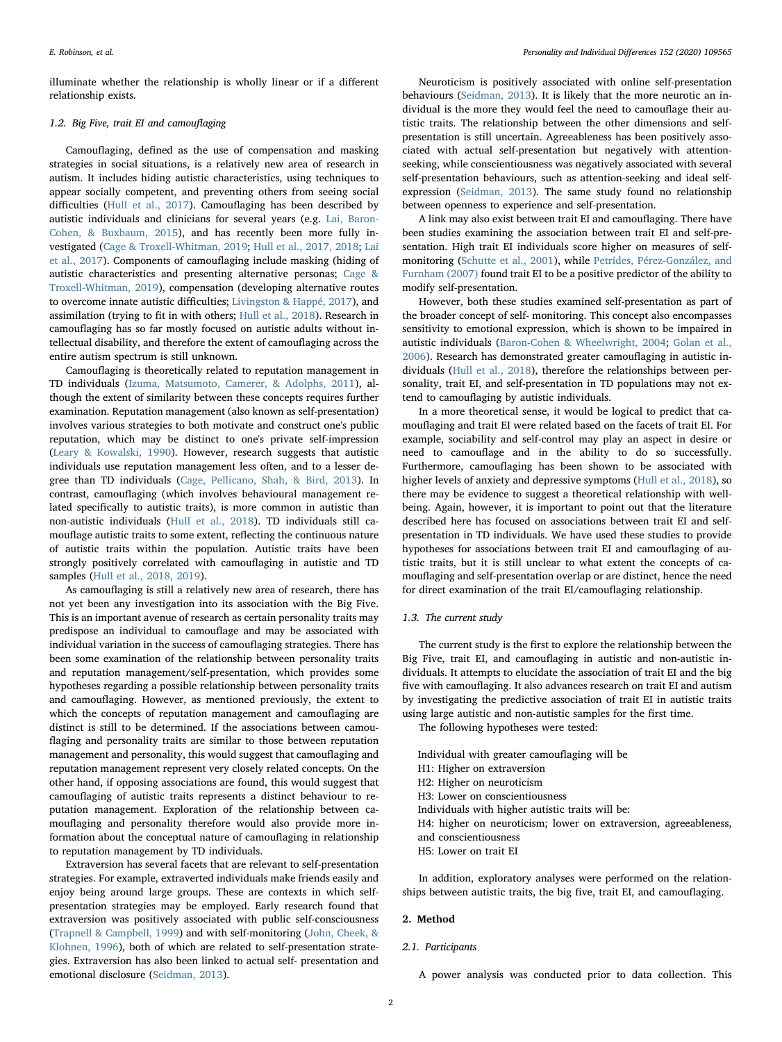illuminate whether the relationship is wholly linear or if a different relationship exists.

### 1.2. Big Five, trait EI and camouflaging

Camouflaging, defined as the use of compensation and masking strategies in social situations, is a relatively new area of research in autism. It includes hiding autistic characteristics, using techniques to appear socially competent, and preventing others from seeing social difficulties (Hull et al., 2017). Camouflaging has been described by autistic individuals and clinicians for several years (e.g. Lai, Baron-Cohen, & Buxbaum, 2015), and has recently been more fully investigated (Cage & Troxell-Whitman, 2019; Hull et al., 2017, 2018; Lai et al., 2017). Components of camouflaging include masking (hiding of autistic characteristics and presenting alternative personas; Cage & Troxell-Whitman, 2019), compensation (developing alternative routes to overcome innate autistic difficulties; Livingston & Happé, 2017), and assimilation (trying to fit in with others; Hull et al., 2018). Research in camouflaging has so far mostly focused on autistic adults without intellectual disability, and therefore the extent of camouflaging across the entire autism spectrum is still unknown.

Camouflaging is theoretically related to reputation management in TD individuals (Izuma, Matsumoto, Camerer, & Adolphs, 2011), although the extent of similarity between these concepts requires further examination. Reputation management (also known as self-presentation) involves various strategies to both motivate and construct one's public reputation, which may be distinct to one's private self-impression (Leary & Kowalski, 1990). However, research suggests that autistic individuals use reputation management less often, and to a lesser degree than TD individuals (Cage, Pellicano, Shah, & Bird, 2013). In contrast, camouflaging (which involves behavioural management related specifically to autistic traits), is more common in autistic than non-autistic individuals (Hull et al., 2018). TD individuals still camouflage autistic traits to some extent, reflecting the continuous nature of autistic traits within the population. Autistic traits have been strongly positively correlated with camouflaging in autistic and TD samples (Hull et al., 2018, 2019).

As camouflaging is still a relatively new area of research, there has not yet been any investigation into its association with the Big Five. This is an important avenue of research as certain personality traits may predispose an individual to camouflage and may be associated with individual variation in the success of camouflaging strategies. There has been some examination of the relationship between personality traits and reputation management/self-presentation, which provides some hypotheses regarding a possible relationship between personality traits and camouflaging. However, as mentioned previously, the extent to which the concepts of reputation management and camouflaging are distinct is still to be determined. If the associations between camouflaging and personality traits are similar to those between reputation management and personality, this would suggest that camouflaging and reputation management represent very closely related concepts. On the other hand, if opposing associations are found, this would suggest that camouflaging of autistic traits represents a distinct behaviour to reputation management. Exploration of the relationship between camouflaging and personality therefore would also provide more information about the conceptual nature of camouflaging in relationship to reputation management by TD individuals.

Extraversion has several facets that are relevant to self-presentation strategies. For example, extraverted individuals make friends easily and enjoy being around large groups. These are contexts in which self-presentation strategies may be employed. Early research found that extraversion was positively associated with public self-consciousness (Trapnell & Campbell, 1999) and with self-monitoring (John, Cheek, & Klohnen, 1996), both of which are related to self-presentation strategies. Extraversion has also been linked to actual self- presentation and emotional disclosure (Seidman, 2013).

Neuroticism is positively associated with online self-presentation behaviours (Seidman, 2013). It is likely that the more neurotic an individual is the more they would feel the need to camouflage their autistic traits. The relationship between the other dimensions and self-presentation is still uncertain. Agreeableness has been positively associated with actual self-presentation but negatively with attention-seeking, while conscientiousness was negatively associated with several self-presentation behaviours, such as attention-seeking and ideal self-expression (Seidman, 2013). The same study found no relationship between openness to experience and self-presentation.

A link may also exist between trait EI and camouflaging. There have been studies examining the association between trait EI and self-presentation. High trait EI individuals score higher on measures of self-monitoring (Schutte et al., 2001), while Petrides, Pérez-González, and Furnham (2007) found trait EI to be a positive predictor of the ability to modify self-presentation.

However, both these studies examined self-presentation as part of the broader concept of self- monitoring. This concept also encompasses sensitivity to emotional expression, which is shown to be impaired in autistic individuals (Baron-Cohen & Wheelwright, 2004; Golan et al., 2006). Research has demonstrated greater camouflaging in autistic individuals (Hull et al., 2018), therefore the relationships between personality, trait EI, and self-presentation in TD populations may not extend to camouflaging by autistic individuals.

In a more theoretical sense, it would be logical to predict that camouflaging and trait EI were related based on the facets of trait EI. For example, sociability and self-control may play an aspect in desire or need to camouflage and in the ability to do so successfully. Furthermore, camouflaging has been shown to be associated with higher levels of anxiety and depressive symptoms (Hull et al., 2018), so there may be evidence to suggest a theoretical relationship with well-being. Again, however, it is important to point out that the literature described here has focused on associations between trait EI and self-presentation in TD individuals. We have used these studies to provide hypotheses for associations between trait EI and camouflaging of autistic traits, but it is still unclear to what extent the concepts of camouflaging and self-presentation overlap or are distinct, hence the need for direct examination of the trait EI/camouflaging relationship.

### 1.3. The current study

The current study is the first to explore the relationship between the Big Five, trait EI, and camouflaging in autistic and non-autistic individuals. It attempts to elucidate the association of trait EI and the big five with camouflaging. It also advances research on trait EI and autism by investigating the predictive association of trait EI in autistic traits using large autistic and non-autistic samples for the first time.

The following hypotheses were tested:

Individual with greater camouflaging will be
H1: Higher on extraversion
H2: Higher on neuroticism
H3: Lower on conscientiousness
Individuals with higher autistic traits will be:
H4: higher on neuroticism; lower on extraversion, agreeableness, and conscientiousness
H5: Lower on trait EI

In addition, exploratory analyses were performed on the relationships between autistic traits, the big five, trait EI, and camouflaging.

## 2. Method

### 2.1. Participants

A power analysis was conducted prior to data collection. This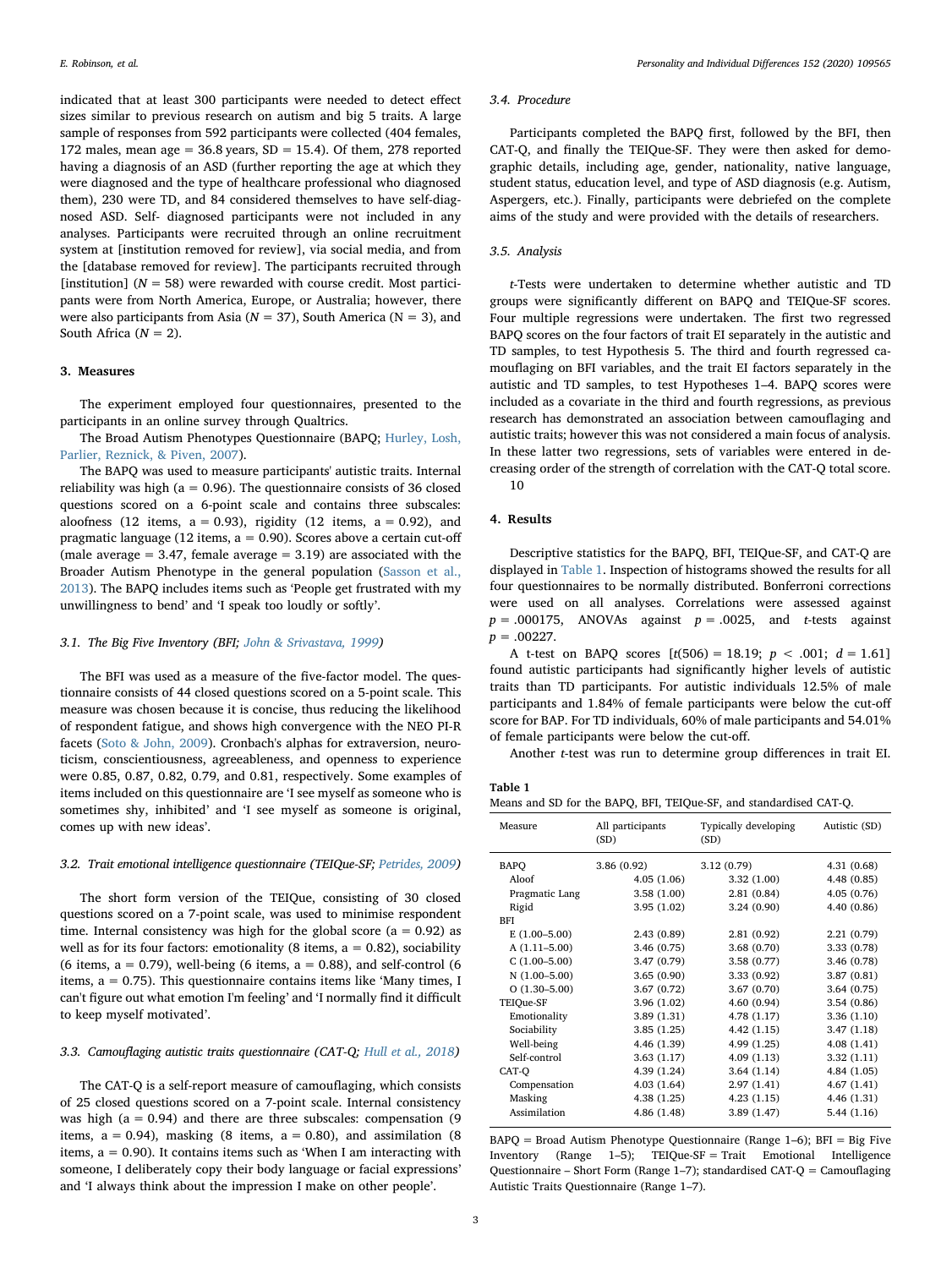indicated that at least 300 participants were needed to detect effect sizes similar to previous research on autism and big 5 traits. A large sample of responses from 592 participants were collected (404 females, 172 males, mean age = 36.8 years, SD = 15.4). Of them, 278 reported having a diagnosis of an ASD (further reporting the age at which they were diagnosed and the type of healthcare professional who diagnosed them), 230 were TD, and 84 considered themselves to have self-diagnosed ASD. Self- diagnosed participants were not included in any analyses. Participants were recruited through an online recruitment system at [institution removed for review], via social media, and from the [database removed for review]. The participants recruited through [institution] (*N* = 58) were rewarded with course credit. Most participants were from North America, Europe, or Australia; however, there were also participants from Asia (*N* = 37), South America (N = 3), and South Africa (*N* = 2).

## 3. Measures

The experiment employed four questionnaires, presented to the participants in an online survey through Qualtrics.

The Broad Autism Phenotypes Questionnaire (BAPQ; Hurley, Losh, Parlier, Reznick, & Piven, 2007).

The BAPQ was used to measure participants' autistic traits. Internal reliability was high (a = 0.96). The questionnaire consists of 36 closed questions scored on a 6-point scale and contains three subscales: aloofness (12 items, a = 0.93), rigidity (12 items, a = 0.92), and pragmatic language (12 items, a = 0.90). Scores above a certain cut-off (male average = 3.47, female average = 3.19) are associated with the Broader Autism Phenotype in the general population (Sasson et al., 2013). The BAPQ includes items such as 'People get frustrated with my unwillingness to bend' and 'I speak too loudly or softly'.

### 3.1. The Big Five Inventory (BFI; *John & Srivastava, 1999*)

The BFI was used as a measure of the five-factor model. The questionnaire consists of 44 closed questions scored on a 5-point scale. This measure was chosen because it is concise, thus reducing the likelihood of respondent fatigue, and shows high convergence with the NEO PI-R facets (Soto & John, 2009). Cronbach's alphas for extraversion, neuroticism, conscientiousness, agreeableness, and openness to experience were 0.85, 0.87, 0.82, 0.79, and 0.81, respectively. Some examples of items included on this questionnaire are 'I see myself as someone who is sometimes shy, inhibited' and 'I see myself as someone is original, comes up with new ideas'.

### 3.2. Trait emotional intelligence questionnaire (TEIQue-SF; *Petrides, 2009*)

The short form version of the TEIQue, consisting of 30 closed questions scored on a 7-point scale, was used to minimise respondent time. Internal consistency was high for the global score (a = 0.92) as well as for its four factors: emotionality (8 items, a = 0.82), sociability (6 items, a = 0.79), well-being (6 items, a = 0.88), and self-control (6 items, a = 0.75). This questionnaire contains items like 'Many times, I can't figure out what emotion I'm feeling' and 'I normally find it difficult to keep myself motivated'.

### 3.3. Camouflaging autistic traits questionnaire (CAT-Q; *Hull et al., 2018*)

The CAT-Q is a self-report measure of camouflaging, which consists of 25 closed questions scored on a 7-point scale. Internal consistency was high (a = 0.94) and there are three subscales: compensation (9 items, a = 0.94), masking (8 items, a = 0.80), and assimilation (8 items, a = 0.90). It contains items such as 'When I am interacting with someone, I deliberately copy their body language or facial expressions' and 'I always think about the impression I make on other people'.

### 3.4. Procedure

Participants completed the BAPQ first, followed by the BFI, then CAT-Q, and finally the TEIQue-SF. They were then asked for demographic details, including age, gender, nationality, native language, student status, education level, and type of ASD diagnosis (e.g. Autism, Aspergers, etc.). Finally, participants were debriefed on the complete aims of the study and were provided with the details of researchers.

### 3.5. Analysis

*t*-Tests were undertaken to determine whether autistic and TD groups were significantly different on BAPQ and TEIQue-SF scores. Four multiple regressions were undertaken. The first two regressed BAPQ scores on the four factors of trait EI separately in the autistic and TD samples, to test Hypothesis 5. The third and fourth regressed camouflaging on BFI variables, and the trait EI factors separately in the autistic and TD samples, to test Hypotheses 1–4. BAPQ scores were included as a covariate in the third and fourth regressions, as previous research has demonstrated an association between camouflaging and autistic traits; however this was not considered a main focus of analysis. In these latter two regressions, sets of variables were entered in decreasing order of the strength of correlation with the CAT-Q total score. 10

## 4. Results

Descriptive statistics for the BAPQ, BFI, TEIQue-SF, and CAT-Q are displayed in Table 1. Inspection of histograms showed the results for all four questionnaires to be normally distributed. Bonferroni corrections were used on all analyses. Correlations were assessed against $p = .000175$, ANOVAs against $p = .0025$, and *t*-tests against $p = .00227$.

A t-test on BAPQ scores [$t(506) = 18.19$; $p < .001$; $d = 1.61$] found autistic participants had significantly higher levels of autistic traits than TD participants. For autistic individuals 12.5% of male participants and 1.84% of female participants were below the cut-off score for BAP. For TD individuals, 60% of male participants and 54.01% of female participants were below the cut-off.

Another *t*-test was run to determine group differences in trait EI.

**Table 1**
Means and SD for the BAPQ, BFI, TEIQue-SF, and standardised CAT-Q.

| Measure | All participants (SD) | Typically developing (SD) | Autistic (SD) |
|---|---|---|---|
| BAPQ | 3.86 (0.92) | 3.12 (0.79) | 4.31 (0.68) |
| Aloof | 4.05 (1.06) | 3.32 (1.00) | 4.48 (0.85) |
| Pragmatic Lang | 3.58 (1.00) | 2.81 (0.84) | 4.05 (0.76) |
| Rigid | 3.95 (1.02) | 3.24 (0.90) | 4.40 (0.86) |
| BFI | | | |
| E (1.00–5.00) | 2.43 (0.89) | 2.81 (0.92) | 2.21 (0.79) |
| A (1.11–5.00) | 3.46 (0.75) | 3.68 (0.70) | 3.33 (0.78) |
| C (1.00–5.00) | 3.47 (0.79) | 3.58 (0.77) | 3.46 (0.78) |
| N (1.00–5.00) | 3.65 (0.90) | 3.33 (0.92) | 3.87 (0.81) |
| O (1.30–5.00) | 3.67 (0.72) | 3.67 (0.70) | 3.64 (0.75) |
| TEIQue-SF | 3.96 (1.02) | 4.60 (0.94) | 3.54 (0.86) |
| Emotionality | 3.89 (1.31) | 4.78 (1.17) | 3.36 (1.10) |
| Sociability | 3.85 (1.25) | 4.42 (1.15) | 3.47 (1.18) |
| Well-being | 4.46 (1.39) | 4.99 (1.25) | 4.08 (1.41) |
| Self-control | 3.63 (1.17) | 4.09 (1.13) | 3.32 (1.11) |
| CAT-Q | 4.39 (1.24) | 3.64 (1.14) | 4.84 (1.05) |
| Compensation | 4.03 (1.64) | 2.97 (1.41) | 4.67 (1.41) |
| Masking | 4.38 (1.25) | 4.23 (1.15) | 4.46 (1.31) |
| Assimilation | 4.86 (1.48) | 3.89 (1.47) | 5.44 (1.16) |

BAPQ = Broad Autism Phenotype Questionnaire (Range 1–6); BFI = Big Five Inventory (Range 1–5); TEIQue-SF = Trait Emotional Intelligence Questionnaire – Short Form (Range 1–7); standardised CAT-Q = Camouflaging Autistic Traits Questionnaire (Range 1–7).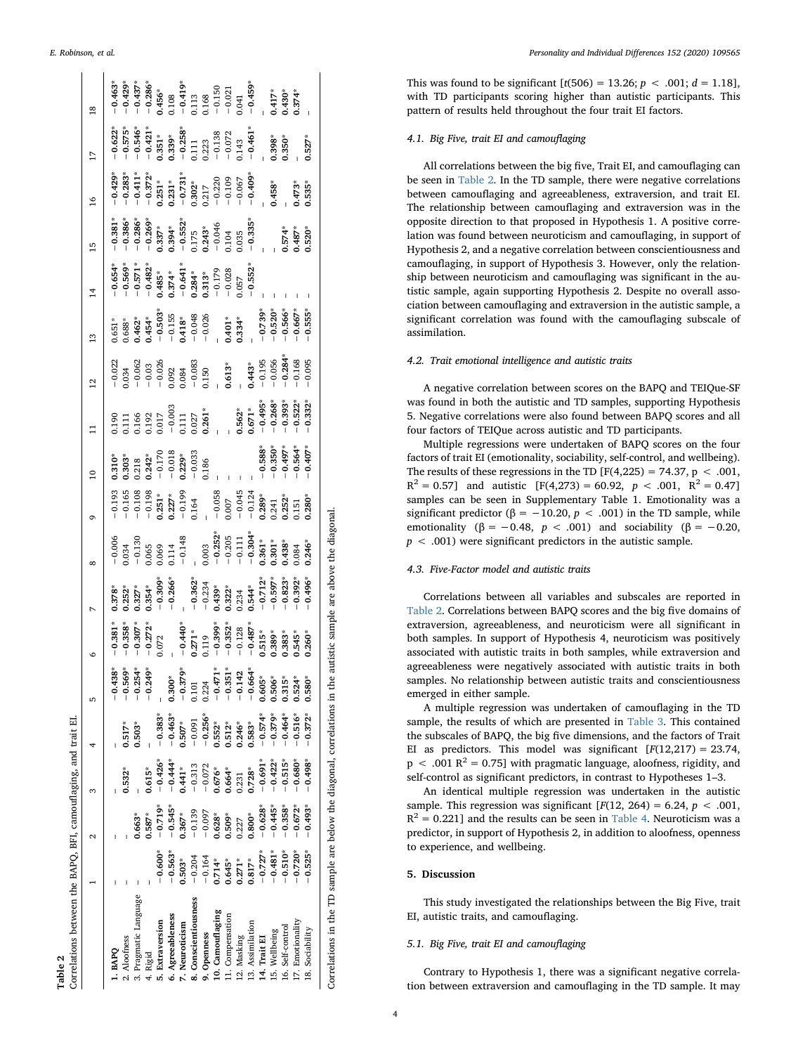**Table 2**
Correlations between the BAPQ, BFI, camouflaging, and trait EI.

| | 1 | 2 | 3 | 4 | 5 | 6 | 7 | 8 | 9 | 10 | 11 | 12 | 13 | 14 | 15 | 16 | 17 | 18 |
|---|---|---|---|---|---|---|---|---|---|---|---|---|---|---|---|---|---|---|
| **1. BAPQ** | – | – | – | – | −0.438* | −0.381* | 0.378* | −0.006 | −0.193 | 0.310* | 0.190 | −0.022 | 0.651* | −0.654* | −0.381* | −0.429* | −0.622* | −0.463* |
| 2. Aloofness | – | – | 0.532* | 0.517* | −0.569* | −0.358* | 0.252* | 0.034 | −0.165 | 0.303* | 0.111 | 0.034 | 0.688* | −0.569* | −0.386* | −0.283* | −0.575* | −0.429* |
| 3. Pragmatic Language | – | 0.663* | – | 0.503* | −0.254* | −0.307* | 0.327* | −0.130 | −0.108 | 0.218 | 0.166 | −0.062 | 0.462* | −0.571* | −0.286* | −0.411* | −0.546* | −0.437* |
| 4. Rigid | – | 0.587* | 0.615* | – | −0.249* | −0.272* | 0.354* | 0.065 | −0.198 | 0.242* | 0.192 | −0.03 | 0.454* | −0.482* | −0.269* | −0.372* | −0.421* | −0.286* |
| **5. Extraversion** | −0.600* | −0.719* | −0.426* | −0.383* | – | 0.072 | −0.309* | 0.069 | 0.251* | −0.170 | 0.017 | −0.026 | −0.503* | 0.485* | 0.337* | 0.251* | 0.351* | 0.456* |
| **6. Agreeableness** | −0.563* | −0.545* | −0.444* | −0.463* | 0.300* | – | −0.266* | 0.114 | 0.227* | −0.018 | −0.003 | 0.092 | −0.155 | 0.374* | 0.394* | 0.231* | 0.339* | 0.108 |
| **7. Neuroticism** | 0.503* | 0.367* | 0.441* | 0.507* | −0.379* | −0.440* | – | −0.148 | −0.199 | 0.229* | 0.111 | 0.084 | 0.418* | −0.641* | −0.552* | −0.731* | −0.258* | −0.419* |
| **8. Conscientiousness** | −0.204 | −0.139 | −0.313 | −0.091 | 0.101 | 0.271* | −0.362* | – | 0.164 | −0.033 | 0.027 | −0.083 | −0.048 | 0.284* | 0.175 | 0.302* | 0.111 | 0.113 |
| **9. Openness** | −0.164 | −0.097 | −0.072 | −0.256* | 0.224 | 0.119 | −0.234 | 0.003 | – | 0.186 | 0.261* | 0.150 | −0.026 | 0.313* | 0.243* | 0.217 | 0.223 | 0.168 |
| **10. Camouflaging** | 0.714* | 0.628* | 0.676* | 0.552* | −0.471* | −0.399* | 0.439* | −0.252* | −0.058 | – | – | – | – | −0.179 | −0.046 | −0.220 | −0.138 | −0.150 |
| 11. Compensation | 0.645* | 0.509* | 0.664* | 0.512* | −0.351* | −0.352* | 0.322* | −0.205 | 0.007 | – | – | 0.613* | 0.401* | −0.028 | 0.104 | −0.109 | −0.072 | −0.021 |
| 12. Masking | 0.271* | 0.227 | 0.231 | 0.246* | −0.142 | −0.128 | 0.234 | −0.111 | −0.045 | – | 0.562* | – | 0.334* | 0.057 | 0.035 | −0.067 | 0.143 | 0.041 |
| 13. Assimilation | 0.817* | 0.800* | 0.728* | 0.583* | −0.664* | −0.487* | 0.544* | −0.304* | −0.124 | – | 0.671* | 0.443* | – | −0.552* | −0.335* | −0.409* | −0.461* | −0.459* |
| **14. Trait EI** | −0.727* | −0.628* | −0.691* | −0.574* | 0.605* | 0.515* | −0.712* | 0.361* | 0.289* | −0.588* | −0.495* | −0.195 | −0.739* | – | – | – | – | – |
| 15. Wellbeing | −0.481* | −0.445* | −0.422* | −0.379* | 0.506* | 0.389* | −0.597* | 0.301* | 0.241 | −0.350* | −0.268* | −0.056 | −0.520* | – | – | 0.458* | 0.398* | 0.417* |
| 16. Self-control | −0.510* | −0.358* | −0.515* | −0.464* | 0.315* | 0.383* | −0.823* | 0.438* | 0.252* | −0.497* | −0.393* | −0.284* | −0.566* | – | 0.574* | – | 0.350* | 0.430* |
| 17. Emotionality | −0.720* | −0.672* | −0.680* | −0.516* | 0.524* | 0.545* | −0.392* | 0.084 | 0.151 | −0.564* | −0.522* | −0.168 | −0.667* | – | 0.487* | 0.473* | – | 0.374* |
| 18. Sociability | −0.525* | −0.493* | −0.498* | −0.372* | 0.580* | 0.260* | −0.496* | 0.246* | 0.280* | −0.407* | −0.332* | −0.095 | −0.555* | – | 0.520* | 0.535* | 0.527* | – |

Correlations in the TD sample are below the diagonal, correlations in the autistic sample are above the diagonal.

This was found to be significant [$t(506) = 13.26$; $p < .001$; $d = 1.18$], with TD participants scoring higher than autistic participants. This pattern of results held throughout the four trait EI factors.

### 4.1. Big Five, trait EI and camouflaging

All correlations between the big five, Trait EI, and camouflaging can be seen in Table 2. In the TD sample, there were negative correlations between camouflaging and agreeableness, extraversion, and trait EI. The relationship between camouflaging and extraversion was in the opposite direction to that proposed in Hypothesis 1. A positive correlation was found between neuroticism and camouflaging, in support of Hypothesis 2, and a negative correlation between conscientiousness and camouflaging, in support of Hypothesis 3. However, only the relationship between neuroticism and camouflaging was significant in the autistic sample, again supporting Hypothesis 2. Despite no overall association between camouflaging and extraversion in the autistic sample, a significant correlation was found with the camouflaging subscale of assimilation.

### 4.2. Trait emotional intelligence and autistic traits

A negative correlation between scores on the BAPQ and TEIQue-SF was found in both the autistic and TD samples, supporting Hypothesis 5. Negative correlations were also found between BAPQ scores and all four factors of TEIQue across autistic and TD participants.

Multiple regressions were undertaken of BAPQ scores on the four factors of trait EI (emotionality, sociability, self-control, and wellbeing). The results of these regressions in the TD [$F(4,225) = 74.37$, $p < .001$, $R^2 = 0.57$] and autistic [$F(4,273) = 60.92$, $p < .001$, $R^2 = 0.47$] samples can be seen in Supplementary Table 1. Emotionality was a significant predictor ($\beta = -10.20$, $p < .001$) in the TD sample, while emotionality ($\beta = -0.48$, $p < .001$) and sociability ($\beta = -0.20$, $p < .001$) were significant predictors in the autistic sample.

### 4.3. Five-Factor model and autistic traits

Correlations between all variables and subscales are reported in Table 2. Correlations between BAPQ scores and the big five domains of extraversion, agreeableness, and neuroticism were all significant in both samples. In support of Hypothesis 4, neuroticism was positively associated with autistic traits in both samples, while extraversion and agreeableness were negatively associated with autistic traits in both samples. No relationship between autistic traits and conscientiousness emerged in either sample.

A multiple regression was undertaken of camouflaging in the TD sample, the results of which are presented in Table 3. This contained the subscales of BAPQ, the big five dimensions, and the factors of Trait EI as predictors. This model was significant [$F(12,217) = 23.74$, $p < .001$ $R^2 = 0.75$] with pragmatic language, aloofness, rigidity, and self-control as significant predictors, in contrast to Hypotheses 1–3.

An identical multiple regression was undertaken in the autistic sample. This regression was significant [$F(12, 264) = 6.24$, $p < .001$, $R^2 = 0.221$] and the results can be seen in Table 4. Neuroticism was a predictor, in support of Hypothesis 2, in addition to aloofness, openness to experience, and wellbeing.

## 5. Discussion

This study investigated the relationships between the Big Five, trait EI, autistic traits, and camouflaging.

### 5.1. Big Five, trait EI and camouflaging

Contrary to Hypothesis 1, there was a significant negative correlation between extraversion and camouflaging in the TD sample. It may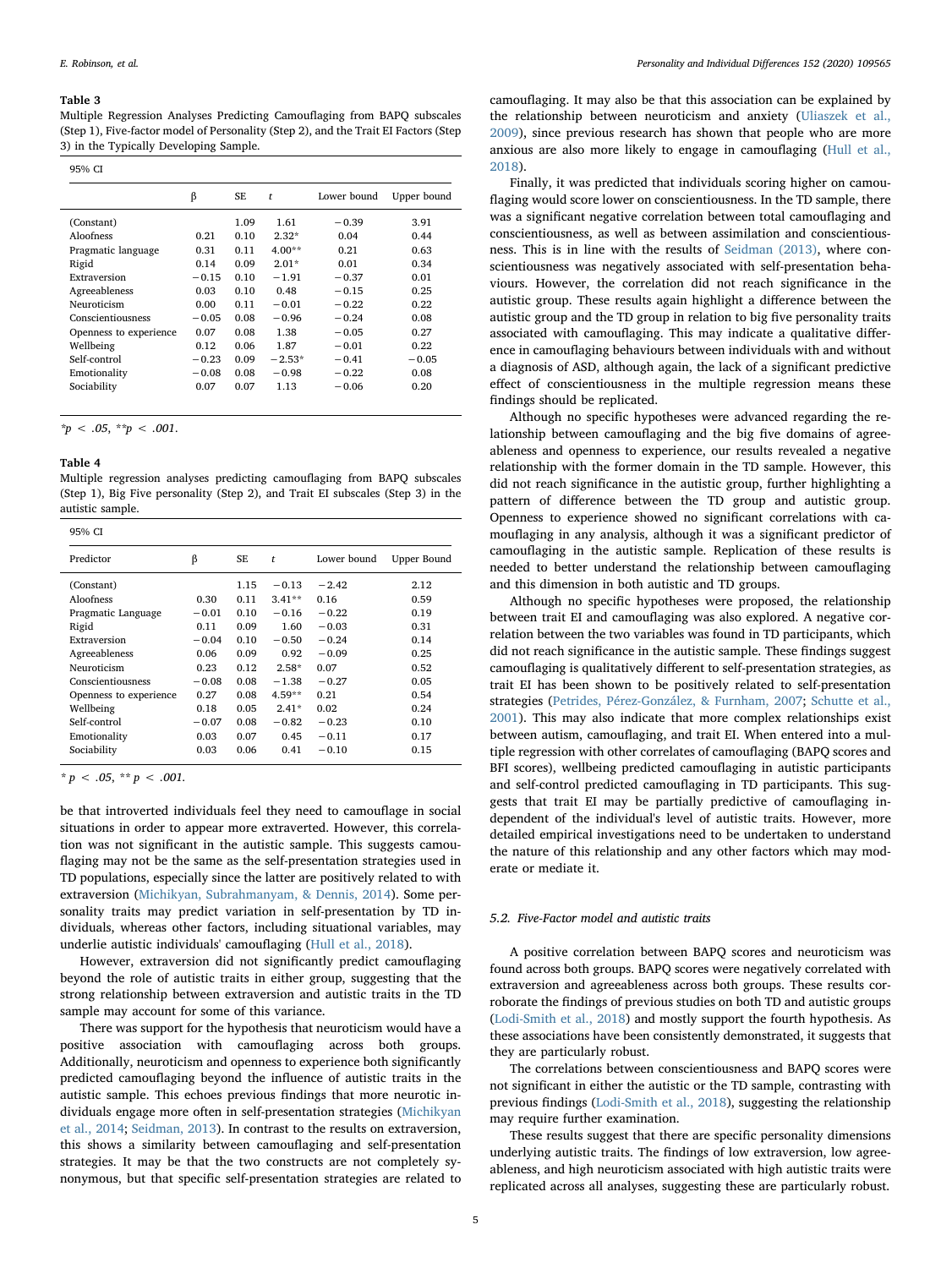**Table 3**
Multiple Regression Analyses Predicting Camouflaging from BAPQ subscales (Step 1), Five-factor model of Personality (Step 2), and the Trait EI Factors (Step 3) in the Typically Developing Sample.

| | β | SE | *t* | 95% CI Lower bound | Upper bound |
|---|---|---|---|---|---|
| (Constant) | | 1.09 | 1.61 | −0.39 | 3.91 |
| Aloofness | 0.21 | 0.10 | 2.32* | 0.04 | 0.44 |
| Pragmatic language | 0.31 | 0.11 | 4.00** | 0.21 | 0.63 |
| Rigid | 0.14 | 0.09 | 2.01* | 0.01 | 0.34 |
| Extraversion | −0.15 | 0.10 | −1.91 | −0.37 | 0.01 |
| Agreeableness | 0.03 | 0.10 | 0.48 | −0.15 | 0.25 |
| Neuroticism | 0.00 | 0.11 | −0.01 | −0.22 | 0.22 |
| Conscientiousness | −0.05 | 0.08 | −0.96 | −0.24 | 0.08 |
| Openness to experience | 0.07 | 0.08 | 1.38 | −0.05 | 0.27 |
| Wellbeing | 0.12 | 0.06 | 1.87 | −0.01 | 0.22 |
| Self-control | −0.23 | 0.09 | −2.53* | −0.41 | −0.05 |
| Emotionality | −0.08 | 0.08 | −0.98 | −0.22 | 0.08 |
| Sociability | 0.07 | 0.07 | 1.13 | −0.06 | 0.20 |

*$p < .05$, **$p < .001$.

**Table 4**
Multiple regression analyses predicting camouflaging from BAPQ subscales (Step 1), Big Five personality (Step 2), and Trait EI subscales (Step 3) in the autistic sample.

| Predictor | β | SE | *t* | 95% CI Lower bound | Upper Bound |
|---|---|---|---|---|---|
| (Constant) | | 1.15 | −0.13 | −2.42 | 2.12 |
| Aloofness | 0.30 | 0.11 | 3.41** | 0.16 | 0.59 |
| Pragmatic Language | −0.01 | 0.10 | −0.16 | −0.22 | 0.19 |
| Rigid | 0.11 | 0.09 | 1.60 | −0.03 | 0.31 |
| Extraversion | −0.04 | 0.10 | −0.50 | −0.24 | 0.14 |
| Agreeableness | 0.06 | 0.09 | 0.92 | −0.09 | 0.25 |
| Neuroticism | 0.23 | 0.12 | 2.58* | 0.07 | 0.52 |
| Conscientiousness | −0.08 | 0.08 | −1.38 | −0.27 | 0.05 |
| Openness to experience | 0.27 | 0.08 | 4.59** | 0.21 | 0.54 |
| Wellbeing | 0.18 | 0.05 | 2.41* | 0.02 | 0.24 |
| Self-control | −0.07 | 0.08 | −0.82 | −0.23 | 0.10 |
| Emotionality | 0.03 | 0.07 | 0.45 | −0.11 | 0.17 |
| Sociability | 0.03 | 0.06 | 0.41 | −0.10 | 0.15 |

* $p < .05$, ** $p < .001$.

be that introverted individuals feel they need to camouflage in social situations in order to appear more extraverted. However, this correlation was not significant in the autistic sample. This suggests camouflaging may not be the same as the self-presentation strategies used in TD populations, especially since the latter are positively related to with extraversion (Michikyan, Subrahmanyam, & Dennis, 2014). Some personality traits may predict variation in self-presentation by TD individuals, whereas other factors, including situational variables, may underlie autistic individuals' camouflaging (Hull et al., 2018).

However, extraversion did not significantly predict camouflaging beyond the role of autistic traits in either group, suggesting that the strong relationship between extraversion and autistic traits in the TD sample may account for some of this variance.

There was support for the hypothesis that neuroticism would have a positive association with camouflaging across both groups. Additionally, neuroticism and openness to experience both significantly predicted camouflaging beyond the influence of autistic traits in the autistic sample. This echoes previous findings that more neurotic individuals engage more often in self-presentation strategies (Michikyan et al., 2014; Seidman, 2013). In contrast to the results on extraversion, this shows a similarity between camouflaging and self-presentation strategies. It may be that the two constructs are not completely synonymous, but that specific self-presentation strategies are related to camouflaging. It may also be that this association can be explained by the relationship between neuroticism and anxiety (Uliaszek et al., 2009), since previous research has shown that people who are more anxious are also more likely to engage in camouflaging (Hull et al., 2018).

Finally, it was predicted that individuals scoring higher on camouflaging would score lower on conscientiousness. In the TD sample, there was a significant negative correlation between total camouflaging and conscientiousness, as well as between assimilation and conscientiousness. This is in line with the results of Seidman (2013), where conscientiousness was negatively associated with self-presentation behaviours. However, the correlation did not reach significance in the autistic group. These results again highlight a difference between the autistic group and the TD group in relation to big five personality traits associated with camouflaging. This may indicate a qualitative difference in camouflaging behaviours between individuals with and without a diagnosis of ASD, although again, the lack of a significant predictive effect of conscientiousness in the multiple regression means these findings should be replicated.

Although no specific hypotheses were advanced regarding the relationship between camouflaging and the big five domains of agreeableness and openness to experience, our results revealed a negative relationship with the former domain in the TD sample. However, this did not reach significance in the autistic group, further highlighting a pattern of difference between the TD group and autistic group. Openness to experience showed no significant correlations with camouflaging in any analysis, although it was a significant predictor of camouflaging in the autistic sample. Replication of these results is needed to better understand the relationship between camouflaging and this dimension in both autistic and TD groups.

Although no specific hypotheses were proposed, the relationship between trait EI and camouflaging was also explored. A negative correlation between the two variables was found in TD participants, which did not reach significance in the autistic sample. These findings suggest camouflaging is qualitatively different to self-presentation strategies, as trait EI has been shown to be positively related to self-presentation strategies (Petrides, Pérez-González, & Furnham, 2007; Schutte et al., 2001). This may also indicate that more complex relationships exist between autism, camouflaging, and trait EI. When entered into a multiple regression with other correlates of camouflaging (BAPQ scores and BFI scores), wellbeing predicted camouflaging in autistic participants and self-control predicted camouflaging in TD participants. This suggests that trait EI may be partially predictive of camouflaging independent of the individual's level of autistic traits. However, more detailed empirical investigations need to be undertaken to understand the nature of this relationship and any other factors which may moderate or mediate it.

### 5.2. Five-Factor model and autistic traits

A positive correlation between BAPQ scores and neuroticism was found across both groups. BAPQ scores were negatively correlated with extraversion and agreeableness across both groups. These results corroborate the findings of previous studies on both TD and autistic groups (Lodi-Smith et al., 2018) and mostly support the fourth hypothesis. As these associations have been consistently demonstrated, it suggests that they are particularly robust.

The correlations between conscientiousness and BAPQ scores were not significant in either the autistic or the TD sample, contrasting with previous findings (Lodi-Smith et al., 2018), suggesting the relationship may require further examination.

These results suggest that there are specific personality dimensions underlying autistic traits. The findings of low extraversion, low agreeableness, and high neuroticism associated with high autistic traits were replicated across all analyses, suggesting these are particularly robust.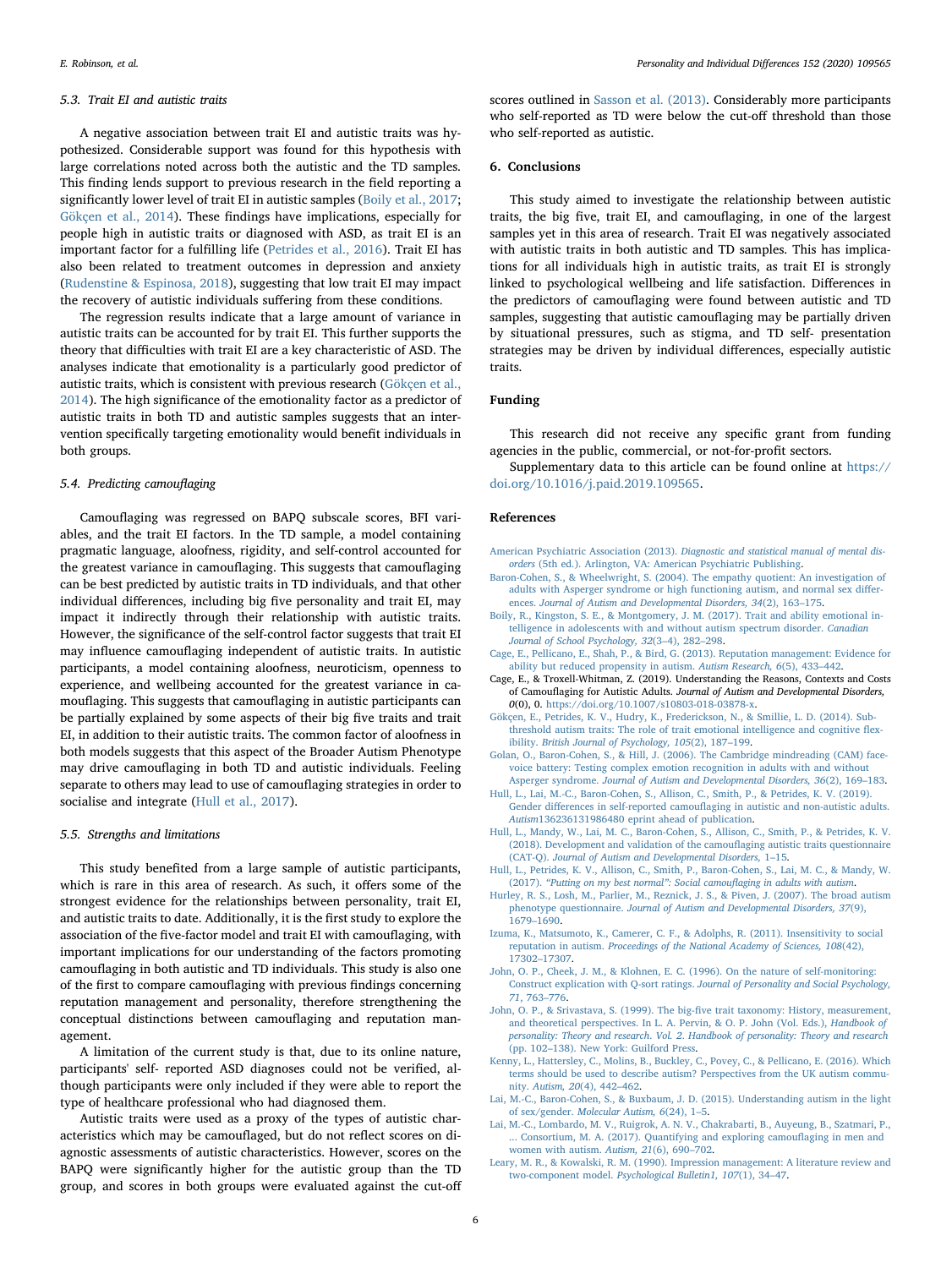### 5.3. Trait EI and autistic traits

A negative association between trait EI and autistic traits was hypothesized. Considerable support was found for this hypothesis with large correlations noted across both the autistic and the TD samples. This finding lends support to previous research in the field reporting a significantly lower level of trait EI in autistic samples (Boily et al., 2017; Gökçen et al., 2014). These findings have implications, especially for people high in autistic traits or diagnosed with ASD, as trait EI is an important factor for a fulfilling life (Petrides et al., 2016). Trait EI has also been related to treatment outcomes in depression and anxiety (Rudenstine & Espinosa, 2018), suggesting that low trait EI may impact the recovery of autistic individuals suffering from these conditions.

The regression results indicate that a large amount of variance in autistic traits can be accounted for by trait EI. This further supports the theory that difficulties with trait EI are a key characteristic of ASD. The analyses indicate that emotionality is a particularly good predictor of autistic traits, which is consistent with previous research (Gökçen et al., 2014). The high significance of the emotionality factor as a predictor of autistic traits in both TD and autistic samples suggests that an intervention specifically targeting emotionality would benefit individuals in both groups.

### 5.4. Predicting camouflaging

Camouflaging was regressed on BAPQ subscale scores, BFI variables, and the trait EI factors. In the TD sample, a model containing pragmatic language, aloofness, rigidity, and self-control accounted for the greatest variance in camouflaging. This suggests that camouflaging can be best predicted by autistic traits in TD individuals, and that other individual differences, including big five personality and trait EI, may impact it indirectly through their relationship with autistic traits. However, the significance of the self-control factor suggests that trait EI may influence camouflaging independent of autistic traits. In autistic participants, a model containing aloofness, neuroticism, openness to experience, and wellbeing accounted for the greatest variance in camouflaging. This suggests that camouflaging in autistic participants can be partially explained by some aspects of their big five traits and trait EI, in addition to their autistic traits. The common factor of aloofness in both models suggests that this aspect of the Broader Autism Phenotype may drive camouflaging in both TD and autistic individuals. Feeling separate to others may lead to use of camouflaging strategies in order to socialise and integrate (Hull et al., 2017).

### 5.5. Strengths and limitations

This study benefited from a large sample of autistic participants, which is rare in this area of research. As such, it offers some of the strongest evidence for the relationships between personality, trait EI, and autistic traits to date. Additionally, it is the first study to explore the association of the five-factor model and trait EI with camouflaging, with important implications for our understanding of the factors promoting camouflaging in both autistic and TD individuals. This study is also one of the first to compare camouflaging with previous findings concerning reputation management and personality, therefore strengthening the conceptual distinctions between camouflaging and reputation management.

A limitation of the current study is that, due to its online nature, participants' self- reported ASD diagnoses could not be verified, although participants were only included if they were able to report the type of healthcare professional who had diagnosed them.

Autistic traits were used as a proxy of the types of autistic characteristics which may be camouflaged, but do not reflect scores on diagnostic assessments of autistic characteristics. However, scores on the BAPQ were significantly higher for the autistic group than the TD group, and scores in both groups were evaluated against the cut-off scores outlined in Sasson et al. (2013). Considerably more participants who self-reported as TD were below the cut-off threshold than those who self-reported as autistic.

## 6. Conclusions

This study aimed to investigate the relationship between autistic traits, the big five, trait EI, and camouflaging, in one of the largest samples yet in this area of research. Trait EI was negatively associated with autistic traits in both autistic and TD samples. This has implications for all individuals high in autistic traits, as trait EI is strongly linked to psychological wellbeing and life satisfaction. Differences in the predictors of camouflaging were found between autistic and TD samples, suggesting that autistic camouflaging may be partially driven by situational pressures, such as stigma, and TD self- presentation strategies may be driven by individual differences, especially autistic traits.

## Funding

This research did not receive any specific grant from funding agencies in the public, commercial, or not-for-profit sectors.

Supplementary data to this article can be found online at https://doi.org/10.1016/j.paid.2019.109565.

## References

American Psychiatric Association (2013). *Diagnostic and statistical manual of mental disorders* (5th ed.). Arlington, VA: American Psychiatric Publishing.

Baron-Cohen, S., & Wheelwright, S. (2004). The empathy quotient: An investigation of adults with Asperger syndrome or high functioning autism, and normal sex differences. *Journal of Autism and Developmental Disorders, 34*(2), 163–175.

Boily, R., Kingston, S. E., & Montgomery, J. M. (2017). Trait and ability emotional intelligence in adolescents with and without autism spectrum disorder. *Canadian Journal of School Psychology, 32*(3–4), 282–298.

Cage, E., Pellicano, E., Shah, P., & Bird, G. (2013). Reputation management: Evidence for ability but reduced propensity in autism. *Autism Research, 6*(5), 433–442.

Cage, E., & Troxell-Whitman, Z. (2019). Understanding the Reasons, Contexts and Costs of Camouflaging for Autistic Adults. *Journal of Autism and Developmental Disorders, 0*(0), 0. https://doi.org/10.1007/s10803-018-03878-x.

Gökçen, E., Petrides, K. V., Hudry, K., Frederickson, N., & Smillie, L. D. (2014). Subthreshold autism traits: The role of trait emotional intelligence and cognitive flexibility. *British Journal of Psychology, 105*(2), 187–199.

Golan, O., Baron-Cohen, S., & Hill, J. (2006). The Cambridge mindreading (CAM) face-voice battery: Testing complex emotion recognition in adults with and without Asperger syndrome. *Journal of Autism and Developmental Disorders, 36*(2), 169–183.

Hull, L., Lai, M.-C., Baron-Cohen, S., Allison, C., Smith, P., & Petrides, K. V. (2019). Gender differences in self-reported camouflaging in autistic and non-autistic adults. *Autism*136236131986480 eprint ahead of publication.

Hull, L., Mandy, W., Lai, M. C., Baron-Cohen, S., Allison, C., Smith, P., & Petrides, K. V. (2018). Development and validation of the camouflaging autistic traits questionnaire (CAT-Q). *Journal of Autism and Developmental Disorders,* 1–15.

Hull, L., Petrides, K. V., Allison, C., Smith, P., Baron-Cohen, S., Lai, M. C., & Mandy, W. (2017). *"Putting on my best normal": Social camouflaging in adults with autism*.

Hurley, R. S., Losh, M., Parlier, M., Reznick, J. S., & Piven, J. (2007). The broad autism phenotype questionnaire. *Journal of Autism and Developmental Disorders, 37*(9), 1679–1690.

Izuma, K., Matsumoto, K., Camerer, C. F., & Adolphs, R. (2011). Insensitivity to social reputation in autism. *Proceedings of the National Academy of Sciences, 108*(42), 17302–17307.

John, O. P., Cheek, J. M., & Klohnen, E. C. (1996). On the nature of self-monitoring: Construct explication with Q-sort ratings. *Journal of Personality and Social Psychology, 71*, 763–776.

John, O. P., & Srivastava, S. (1999). The big-five trait taxonomy: History, measurement, and theoretical perspectives. In L. A. Pervin, & O. P. John (Vol. Eds.), *Handbook of personality: Theory and research. Vol. 2. Handbook of personality: Theory and research* (pp. 102–138). New York: Guilford Press.

Kenny, L., Hattersley, C., Molins, B., Buckley, C., Povey, C., & Pellicano, E. (2016). Which terms should be used to describe autism? Perspectives from the UK autism community. *Autism, 20*(4), 442–462.

Lai, M.-C., Baron-Cohen, S., & Buxbaum, J. D. (2015). Understanding autism in the light of sex/gender. *Molecular Autism, 6*(24), 1–5.

Lai, M.-C., Lombardo, M. V., Ruigrok, A. N. V., Chakrabarti, B., Auyeung, B., Szatmari, P., ... Consortium, M. A. (2017). Quantifying and exploring camouflaging in men and women with autism. *Autism, 21*(6), 690–702.

Leary, M. R., & Kowalski, R. M. (1990). Impression management: A literature review and two-component model. *Psychological Bulletin1, 107*(1), 34–47.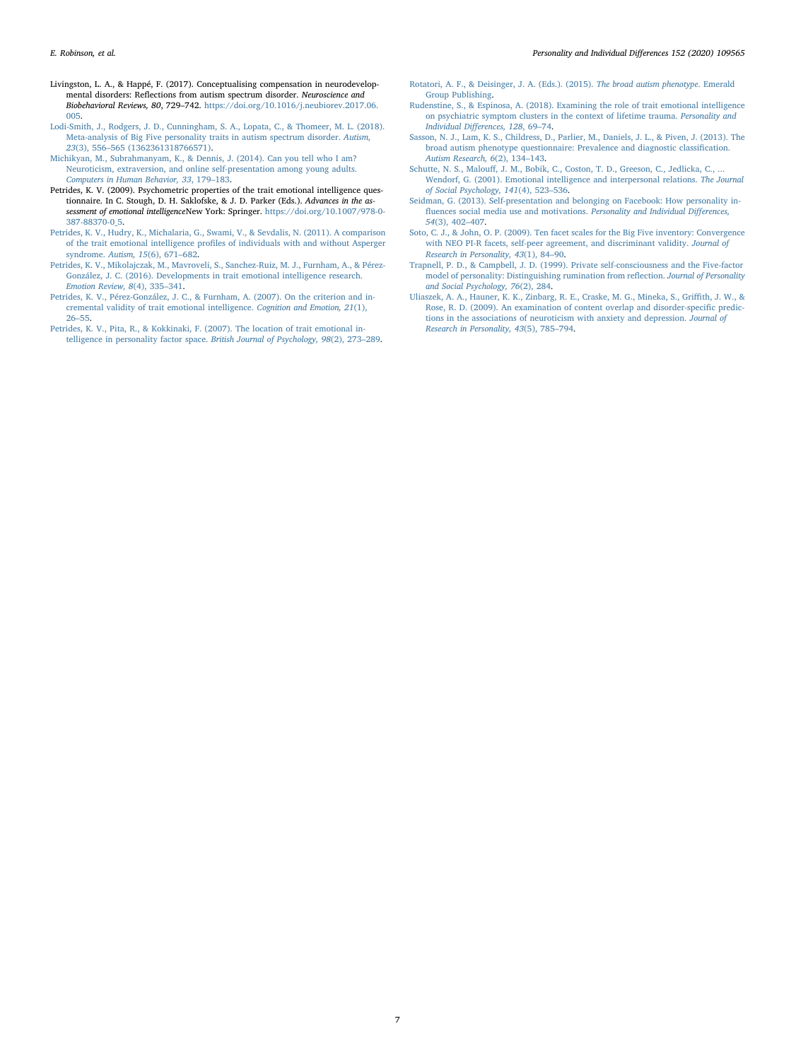Livingston, L. A., & Happé, F. (2017). Conceptualising compensation in neurodevelopmental disorders: Reflections from autism spectrum disorder. *Neuroscience and Biobehavioral Reviews, 80*, 729–742. https://doi.org/10.1016/j.neubiorev.2017.06.005.

Lodi-Smith, J., Rodgers, J. D., Cunningham, S. A., Lopata, C., & Thomeer, M. L. (2018). Meta-analysis of Big Five personality traits in autism spectrum disorder. *Autism, 23*(3), 556–565 (1362361318766571).

Michikyan, M., Subrahmanyam, K., & Dennis, J. (2014). Can you tell who I am? Neuroticism, extraversion, and online self-presentation among young adults. *Computers in Human Behavior, 33*, 179–183.

Petrides, K. V. (2009). Psychometric properties of the trait emotional intelligence questionnaire. In C. Stough, D. H. Saklofske, & J. D. Parker (Eds.). *Advances in the assessment of emotional intelligence*New York: Springer. https://doi.org/10.1007/978-0-387-88370-0_5.

Petrides, K. V., Hudry, K., Michalaria, G., Swami, V., & Sevdalis, N. (2011). A comparison of the trait emotional intelligence profiles of individuals with and without Asperger syndrome. *Autism, 15*(6), 671–682.

Petrides, K. V., Mikolajczak, M., Mavroveli, S., Sanchez-Ruiz, M. J., Furnham, A., & Pérez-González, J. C. (2016). Developments in trait emotional intelligence research. *Emotion Review, 8*(4), 335–341.

Petrides, K. V., Pérez-González, J. C., & Furnham, A. (2007). On the criterion and incremental validity of trait emotional intelligence. *Cognition and Emotion, 21*(1), 26–55.

Petrides, K. V., Pita, R., & Kokkinaki, F. (2007). The location of trait emotional intelligence in personality factor space. *British Journal of Psychology, 98*(2), 273–289.

Rotatori, A. F., & Deisinger, J. A. (Eds.). (2015). *The broad autism phenotype*. Emerald Group Publishing.

Rudenstine, S., & Espinosa, A. (2018). Examining the role of trait emotional intelligence on psychiatric symptom clusters in the context of lifetime trauma. *Personality and Individual Differences, 128*, 69–74.

Sasson, N. J., Lam, K. S., Childress, D., Parlier, M., Daniels, J. L., & Piven, J. (2013). The broad autism phenotype questionnaire: Prevalence and diagnostic classification. *Autism Research, 6*(2), 134–143.

Schutte, N. S., Malouff, J. M., Bobik, C., Coston, T. D., Greeson, C., Jedlicka, C., ... Wendorf, G. (2001). Emotional intelligence and interpersonal relations. *The Journal of Social Psychology, 141*(4), 523–536.

Seidman, G. (2013). Self-presentation and belonging on Facebook: How personality influences social media use and motivations. *Personality and Individual Differences, 54*(3), 402–407.

Soto, C. J., & John, O. P. (2009). Ten facet scales for the Big Five inventory: Convergence with NEO PI-R facets, self-peer agreement, and discriminant validity. *Journal of Research in Personality, 43*(1), 84–90.

Trapnell, P. D., & Campbell, J. D. (1999). Private self-consciousness and the Five-factor model of personality: Distinguishing rumination from reflection. *Journal of Personality and Social Psychology, 76*(2), 284.

Uliaszek, A. A., Hauner, K. K., Zinbarg, R. E., Craske, M. G., Mineka, S., Griffith, J. W., & Rose, R. D. (2009). An examination of content overlap and disorder-specific predictions in the associations of neuroticism with anxiety and depression. *Journal of Research in Personality, 43*(5), 785–794.